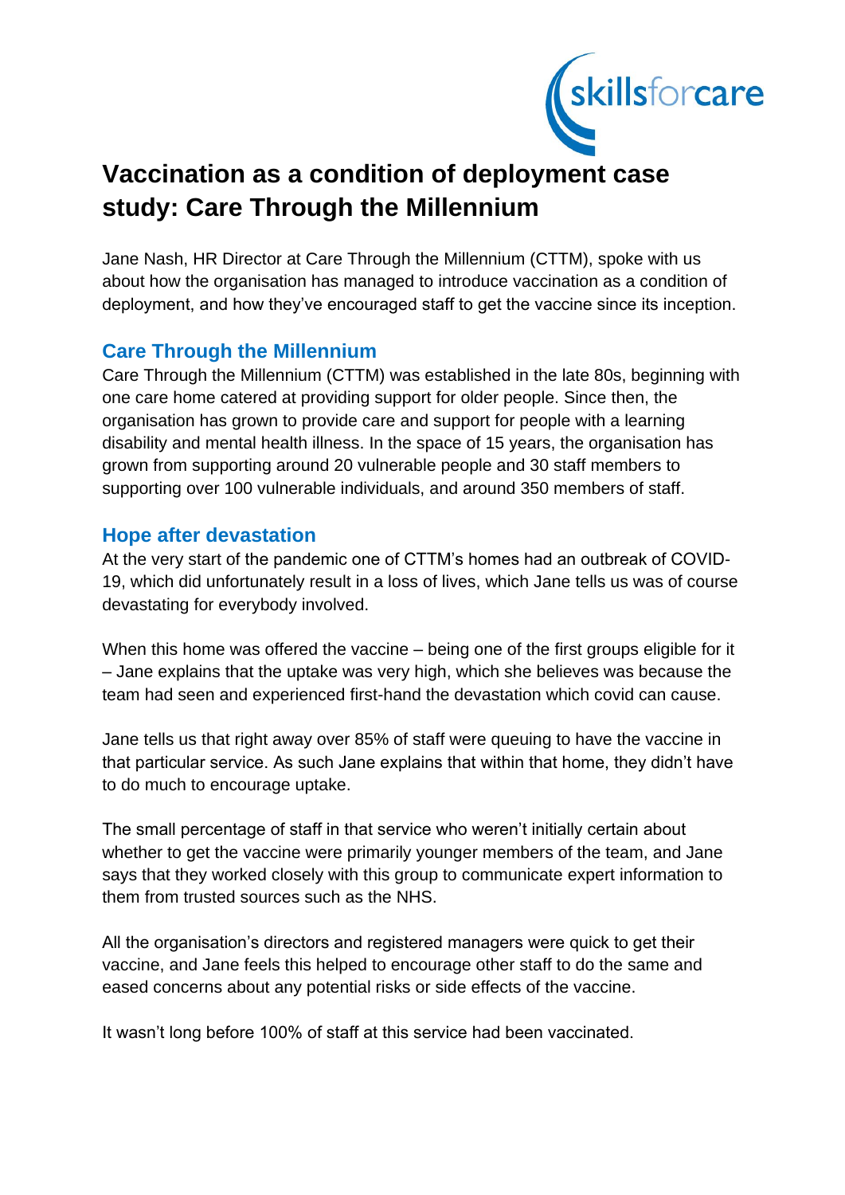# Vaccination as a condition of deployment case study: Care Through the Millennium

Jane Nash, HR Director at Care Through the Millennium (CTTM), spoke with us about how the organisation has managed to introduce vaccination as a condition of deployment, and how they've encouraged staff to get the vaccine since its inception.

## Care Through the Millennium

Care Through the Millennium (CTTM) was established in the late 80s, beginning with one care home catered at providing support for older people. Since then, the organisation has grown to provide care and support for people with a learning disability and mental health illness. In the space of 15 years, the organisation has grown from supporting around 20 vulnerable people and 30 staff members to supporting over 100 vulnerable individuals, and around 350 members of staff.

## Hope after devastation

At the very start of the pandemic one of CTTM's homes had an outbreak of COVID-19, which did unfortunately result in a loss of lives, which Jane tells us was of course devastating for everybody involved.

When this home was offered the vaccine – being one of the first groups eligible for it – Jane explains that the uptake was very high, which she believes was because the team had seen and experienced first-hand the devastation which covid can cause.

Jane tells us that right away over 85% of staff were queuing to have the vaccine in that particular service. As such Jane explains that within that home, they didn't have to do much to encourage uptake.

The small percentage of staff in that service who weren't initially certain about whether to get the vaccine were primarily younger members of the team, and Jane says that they worked closely with this group to communicate expert information to them from trusted sources such as the NHS.

All the organisation's directors and registered managers were quick to get their vaccine, and Jane feels this helped to encourage other staff to do the same and eased concerns about any potential risks or side effects of the vaccine.

It wasn't long before 100% of staff at this service had been vaccinated.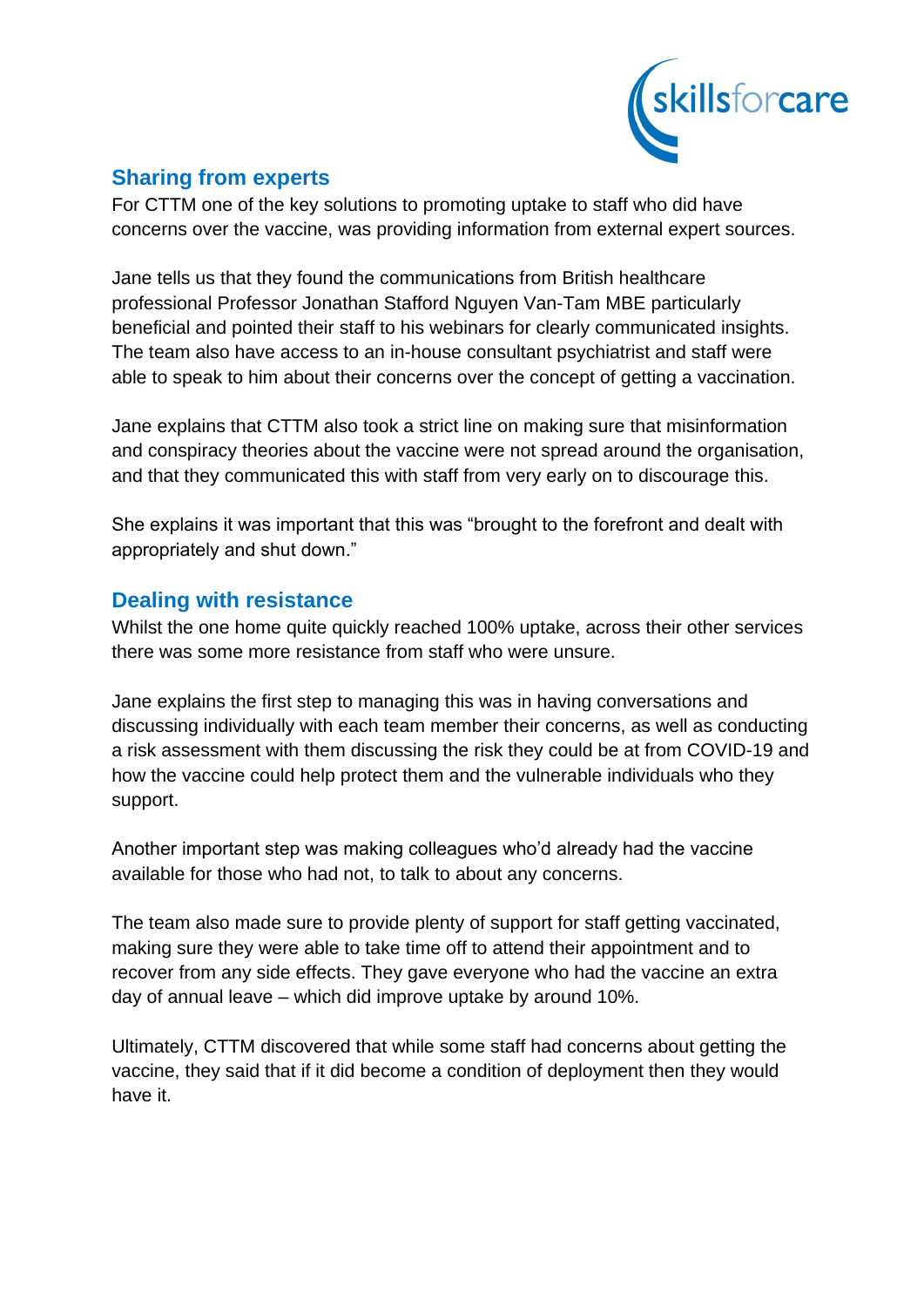## Sharing from experts

For CTTM one of the key solutions to promoting uptake to staff who did have concerns over the vaccine, was providing information from external expert sources.

Jane tells us that they found the communications from British healthcare professional Professor Jonathan Stafford Nguyen Van-Tam MBE particularly beneficial and pointed their staff to his webinars for clearly communicated insights. The team also have access to an in-house consultant psychiatrist and staff were able to speak to him about their concerns over the concept of getting a vaccination.

Jane explains that CTTM also took a strict line on making sure that misinformation and conspiracy theories about the vaccine were not spread around the organisation, and that they communicated this with staff from very early on to discourage this.

She explains it was important that this was "brought to the forefront and dealt with appropriately and shut down."

## Dealing with resistance

Whilst the one home quite quickly reached 100% uptake, across their other services there was some more resistance from staff who were unsure.

Jane explains the first step to managing this was in having conversations and discussing individually with each team member their concerns, as well as conducting a risk assessment with them discussing the risk they could be at from COVID-19 and how the vaccine could help protect them and the vulnerable individuals who they support.

Another important step was making colleagues who'd already had the vaccine available for those who had not, to talk to about any concerns.

The team also made sure to provide plenty of support for staff getting vaccinated, making sure they were able to take time off to attend their appointment and to recover from any side effects. They gave everyone who had the vaccine an extra day of annual leave – which did improve uptake by around 10%.

Ultimately, CTTM discovered that while some staff had concerns about getting the vaccine, they said that if it did become a condition of deployment then they would have it.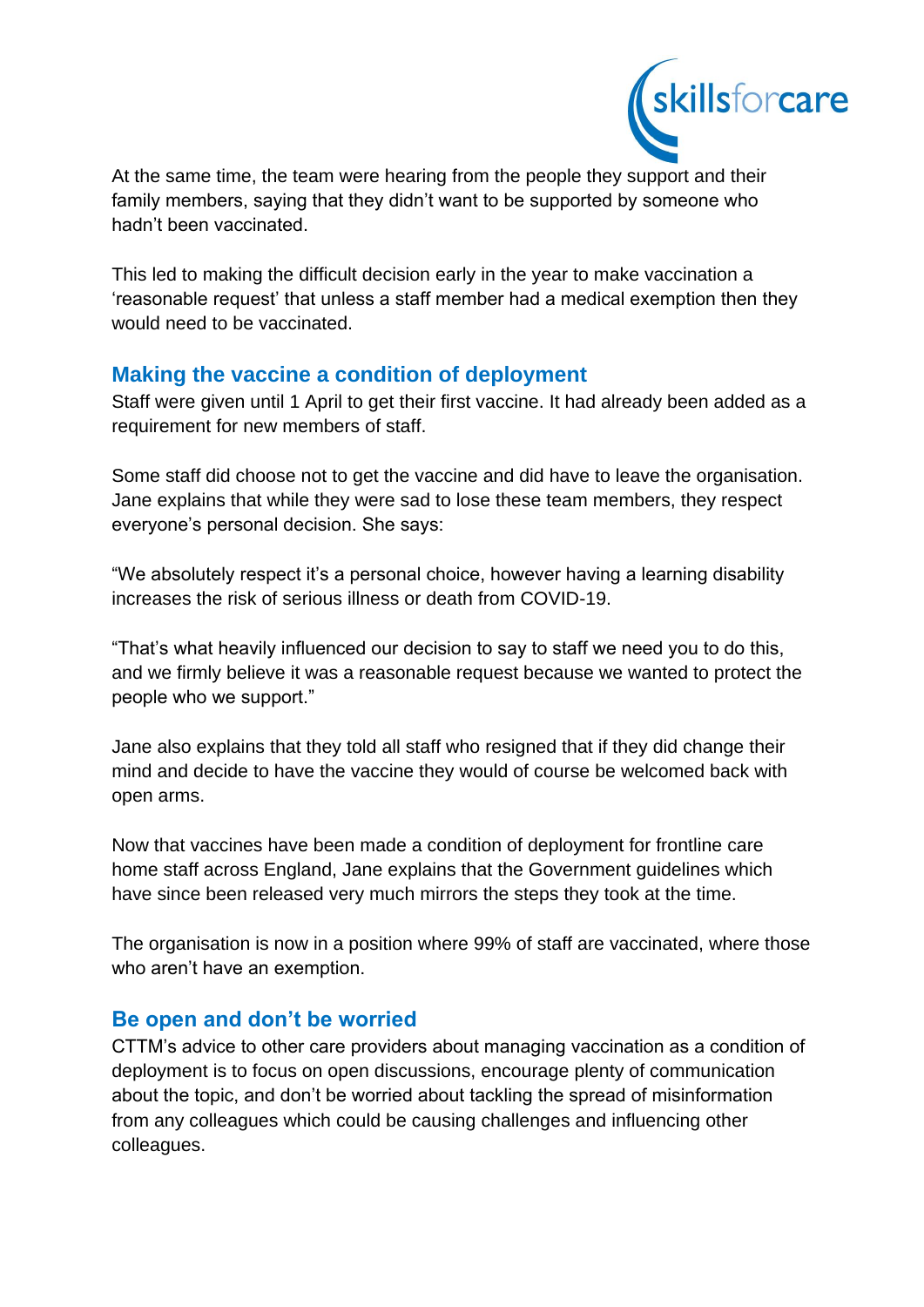At the same time, the team were hearing from the people they support and their family members, saying that they didn't want to be supported by someone who hadn't been vaccinated.

This led to making the difficult decision early in the year to make vaccination a 'reasonable request' that unless a staff member had a medical exemption then they would need to be vaccinated.

## Making the vaccine a condition of deployment

Staff were given until 1 April to get their first vaccine. It had already been added as a requirement for new members of staff.

Some staff did choose not to get the vaccine and did have to leave the organisation. Jane explains that while they were sad to lose these team members, they respect everyone's personal decision. She says:

"We absolutely respect it's a personal choice, however having a learning disability increases the risk of serious illness or death from COVID-19.

"That's what heavily influenced our decision to say to staff we need you to do this, and we firmly believe it was a reasonable request because we wanted to protect the people who we support."

Jane also explains that they told all staff who resigned that if they did change their mind and decide to have the vaccine they would of course be welcomed back with open arms.

Now that vaccines have been made a condition of deployment for frontline care home staff across England, Jane explains that the Government guidelines which have since been released very much mirrors the steps they took at the time.

The organisation is now in a position where 99% of staff are vaccinated, where those who aren't have an exemption.

## Be open and don't be worried

CTTM's advice to other care providers about managing vaccination as a condition of deployment is to focus on open discussions, encourage plenty of communication about the topic, and don't be worried about tackling the spread of misinformation from any colleagues which could be causing challenges and influencing other colleagues.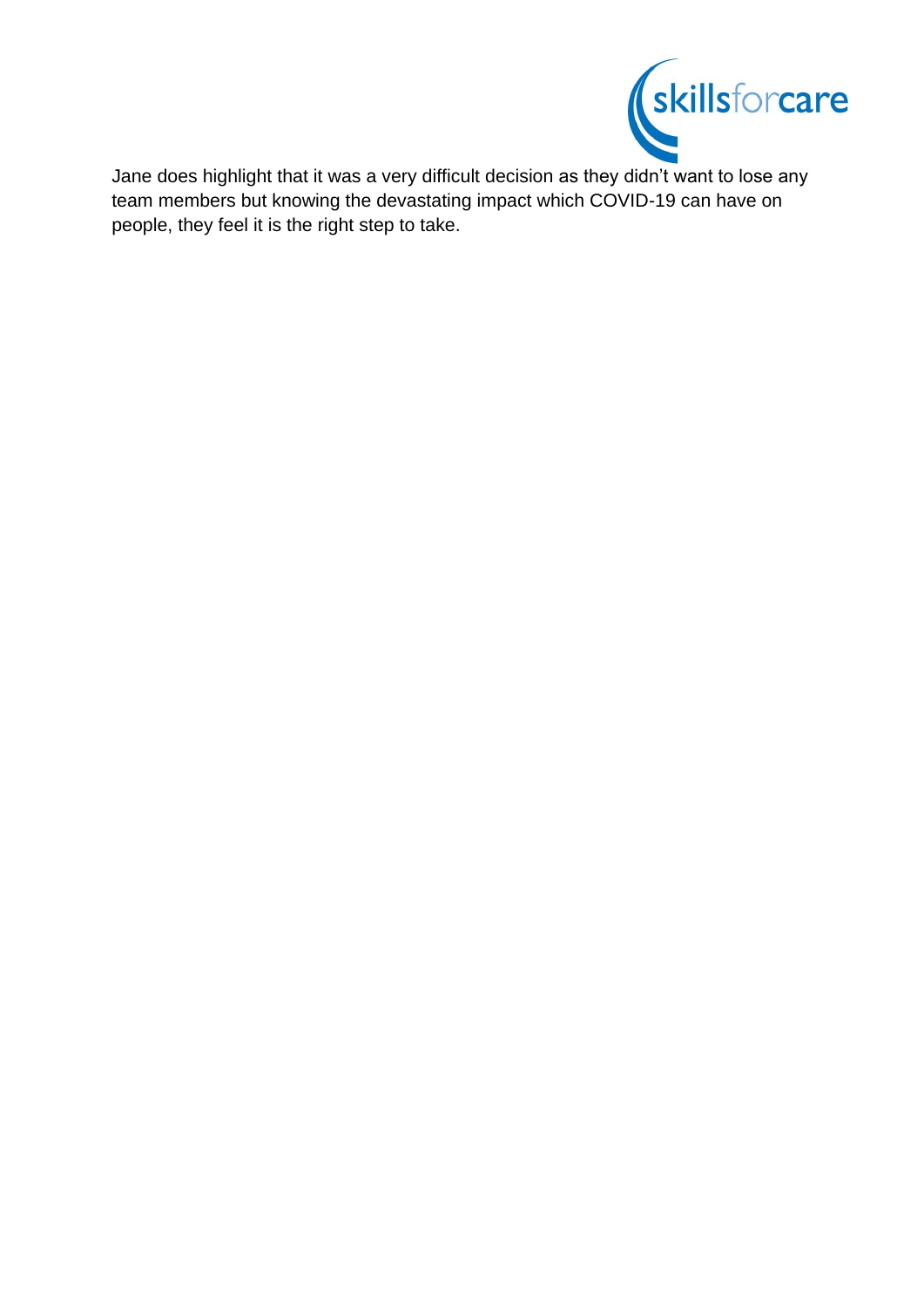Jane does highlight that it was a very difficult decision as they didn't want to lose any team members but knowing the devastating impact which COVID-19 can have on people, they feel it is the right step to take.